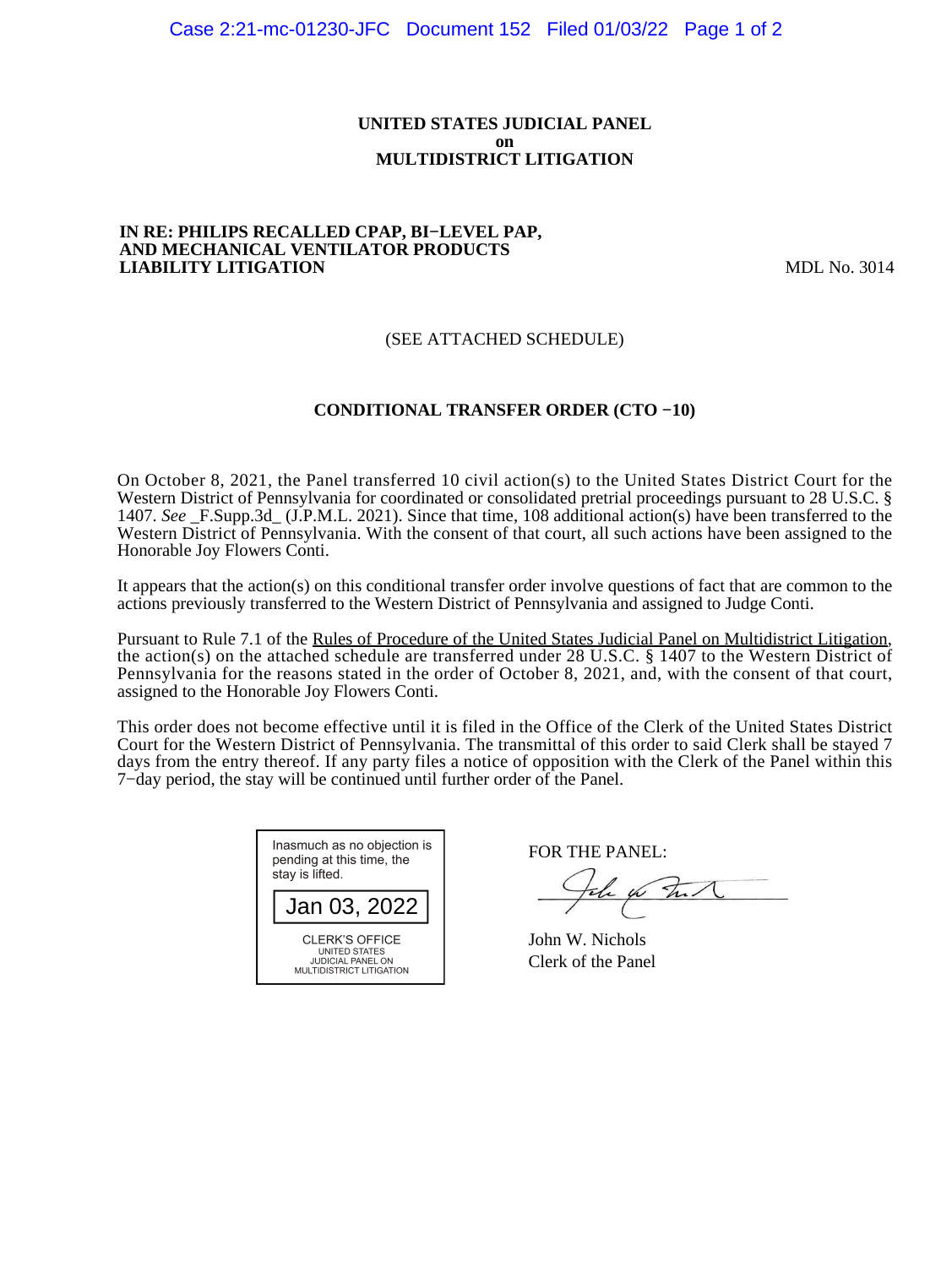**UNITED STATES JUDICIAL PANEL**
**on**
**MULTIDISTRICT LITIGATION**

**IN RE: PHILIPS RECALLED CPAP, BI−LEVEL PAP, AND MECHANICAL VENTILATOR PRODUCTS LIABILITY LITIGATION** MDL No. 3014

(SEE ATTACHED SCHEDULE)

**CONDITIONAL TRANSFER ORDER (CTO −10)**

On October 8, 2021, the Panel transferred 10 civil action(s) to the United States District Court for the Western District of Pennsylvania for coordinated or consolidated pretrial proceedings pursuant to 28 U.S.C. § 1407. *See* _F.Supp.3d_ (J.P.M.L. 2021). Since that time, 108 additional action(s) have been transferred to the Western District of Pennsylvania. With the consent of that court, all such actions have been assigned to the Honorable Joy Flowers Conti.

It appears that the action(s) on this conditional transfer order involve questions of fact that are common to the actions previously transferred to the Western District of Pennsylvania and assigned to Judge Conti.

Pursuant to Rule 7.1 of the Rules of Procedure of the United States Judicial Panel on Multidistrict Litigation, the action(s) on the attached schedule are transferred under 28 U.S.C. § 1407 to the Western District of Pennsylvania for the reasons stated in the order of October 8, 2021, and, with the consent of that court, assigned to the Honorable Joy Flowers Conti.

This order does not become effective until it is filed in the Office of the Clerk of the United States District Court for the Western District of Pennsylvania. The transmittal of this order to said Clerk shall be stayed 7 days from the entry thereof. If any party files a notice of opposition with the Clerk of the Panel within this 7−day period, the stay will be continued until further order of the Panel.

Inasmuch as no objection is pending at this time, the stay is lifted.

Jan 03, 2022

CLERK'S OFFICE
UNITED STATES
JUDICIAL PANEL ON
MULTIDISTRICT LITIGATION

FOR THE PANEL:

John W. Nichols
Clerk of the Panel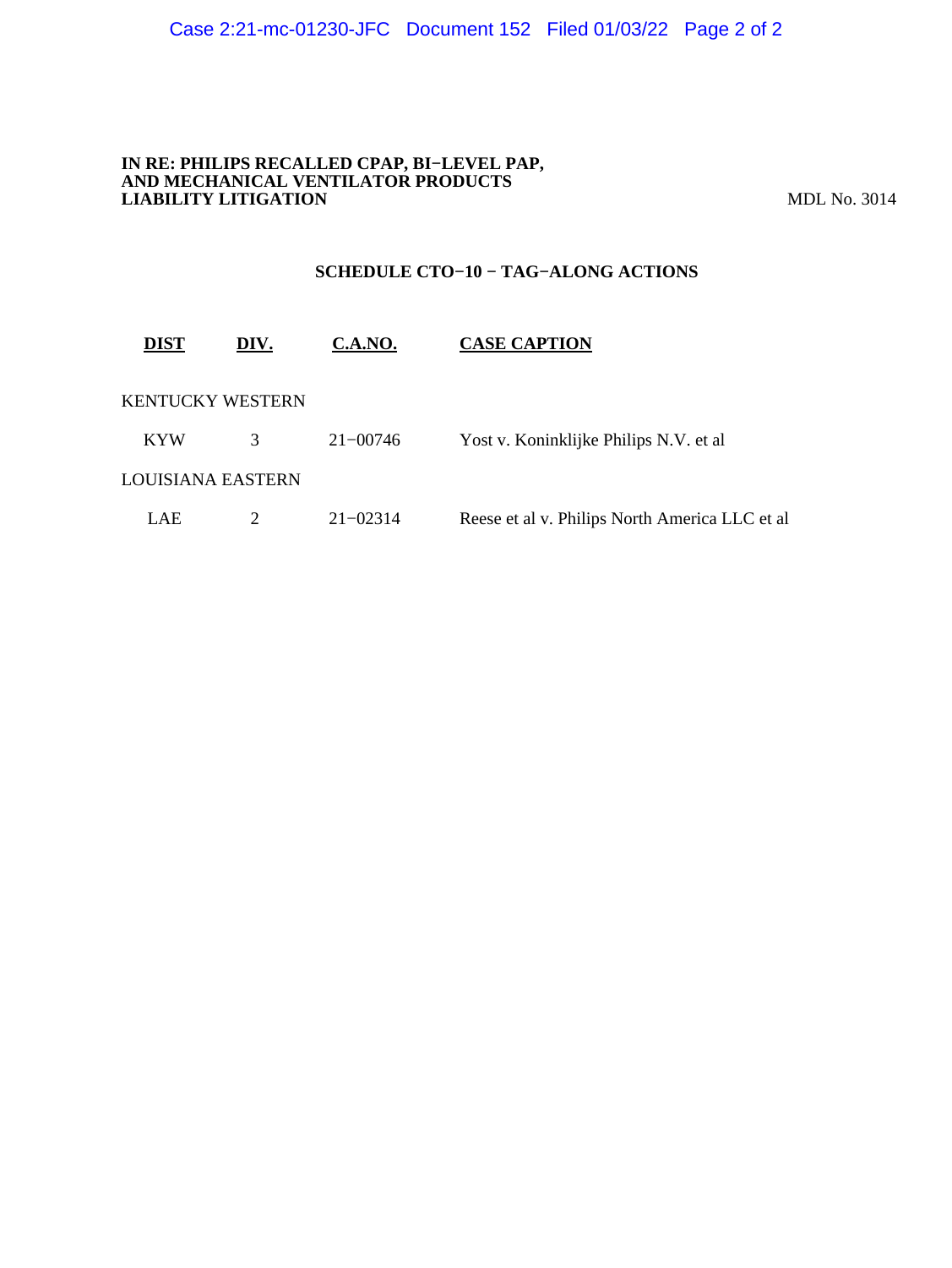**IN RE: PHILIPS RECALLED CPAP, BI−LEVEL PAP, AND MECHANICAL VENTILATOR PRODUCTS LIABILITY LITIGATION**

MDL No. 3014

**SCHEDULE CTO−10 − TAG−ALONG ACTIONS**

| DIST | DIV. | C.A.NO. | CASE CAPTION |
|---|---|---|---|
| KENTUCKY WESTERN | | | |
| KYW | 3 | 21−00746 | Yost v. Koninklijke Philips N.V. et al |
| LOUISIANA EASTERN | | | |
| LAE | 2 | 21−02314 | Reese et al v. Philips North America LLC et al |